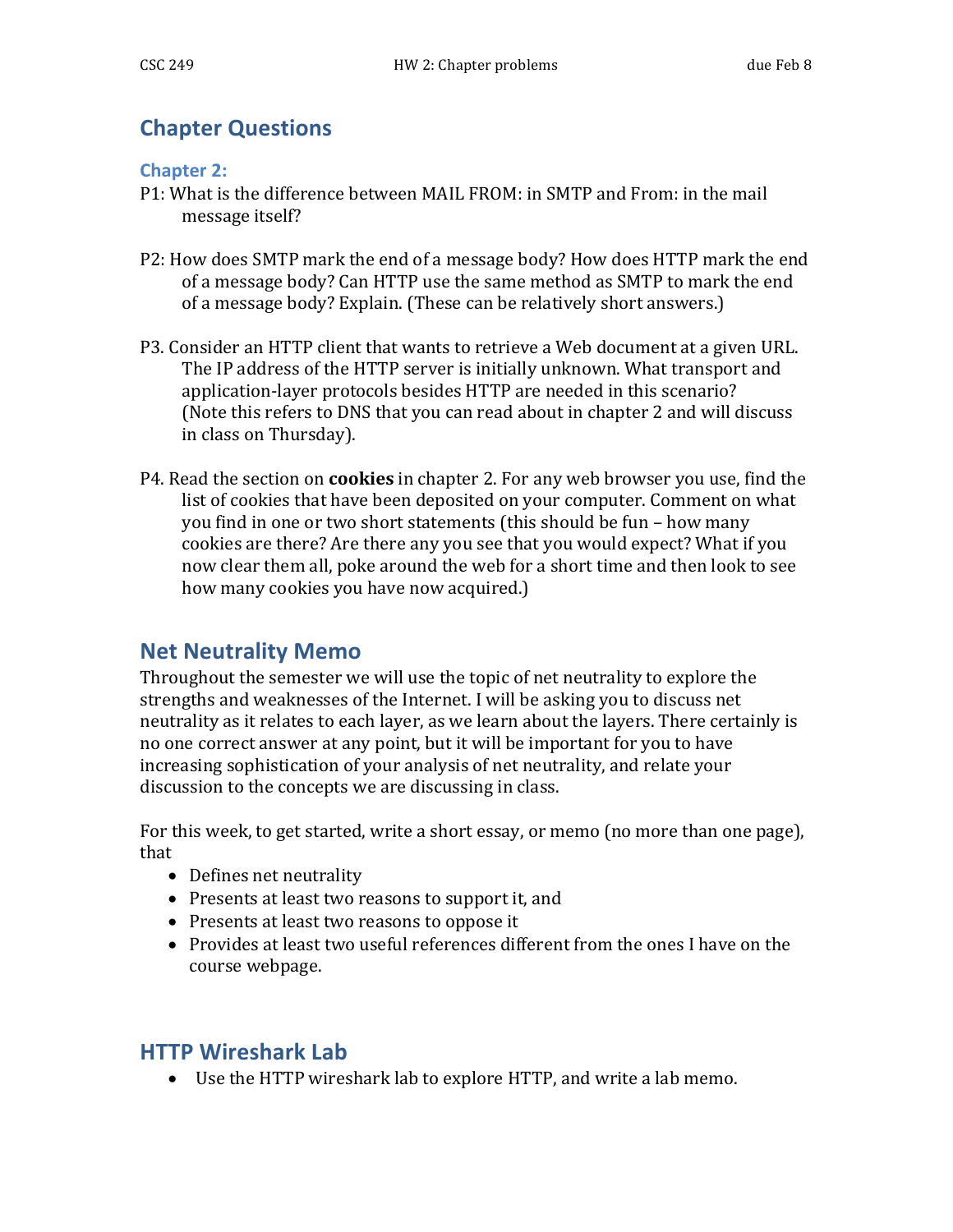## Chapter Questions

### Chapter 2:

P1: What is the difference between MAIL FROM: in SMTP and From: in the mail message itself?

P2: How does SMTP mark the end of a message body? How does HTTP mark the end of a message body? Can HTTP use the same method as SMTP to mark the end of a message body? Explain. (These can be relatively short answers.)

P3. Consider an HTTP client that wants to retrieve a Web document at a given URL. The IP address of the HTTP server is initially unknown. What transport and application-layer protocols besides HTTP are needed in this scenario? (Note this refers to DNS that you can read about in chapter 2 and will discuss in class on Thursday).

P4. Read the section on **cookies** in chapter 2. For any web browser you use, find the list of cookies that have been deposited on your computer. Comment on what you find in one or two short statements (this should be fun – how many cookies are there? Are there any you see that you would expect? What if you now clear them all, poke around the web for a short time and then look to see how many cookies you have now acquired.)

## Net Neutrality Memo

Throughout the semester we will use the topic of net neutrality to explore the strengths and weaknesses of the Internet. I will be asking you to discuss net neutrality as it relates to each layer, as we learn about the layers. There certainly is no one correct answer at any point, but it will be important for you to have increasing sophistication of your analysis of net neutrality, and relate your discussion to the concepts we are discussing in class.

For this week, to get started, write a short essay, or memo (no more than one page), that

- Defines net neutrality
- Presents at least two reasons to support it, and
- Presents at least two reasons to oppose it
- Provides at least two useful references different from the ones I have on the course webpage.

## HTTP Wireshark Lab

- Use the HTTP wireshark lab to explore HTTP, and write a lab memo.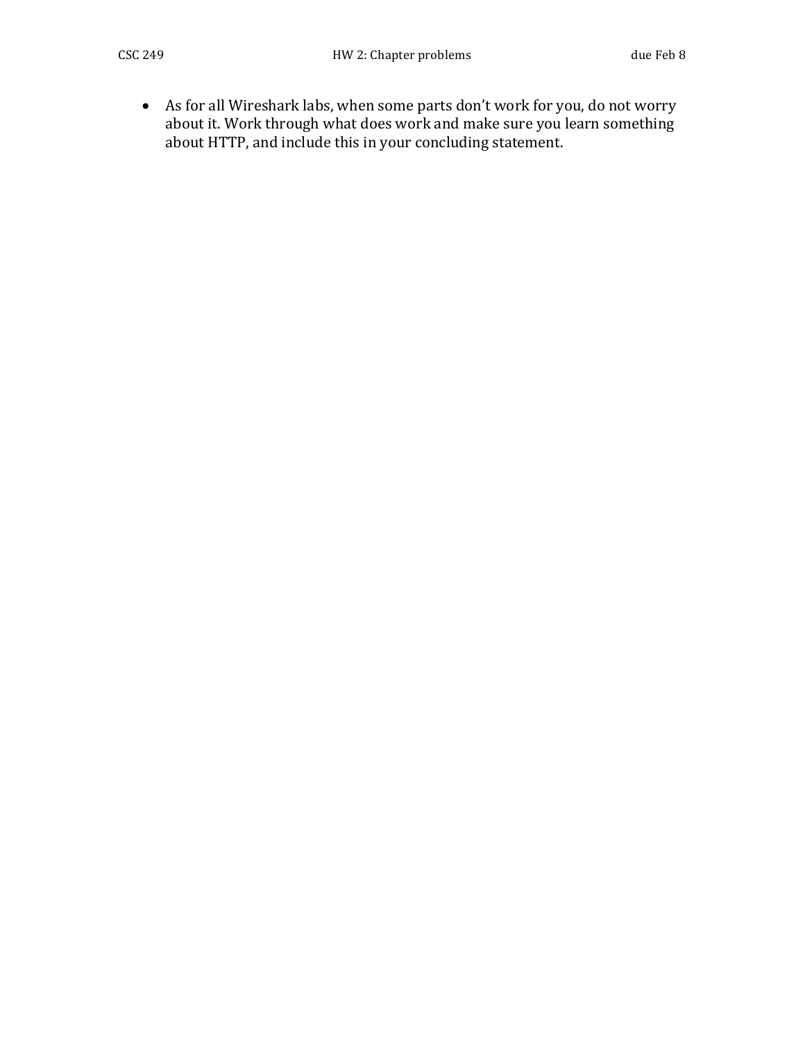- As for all Wireshark labs, when some parts don't work for you, do not worry about it. Work through what does work and make sure you learn something about HTTP, and include this in your concluding statement.